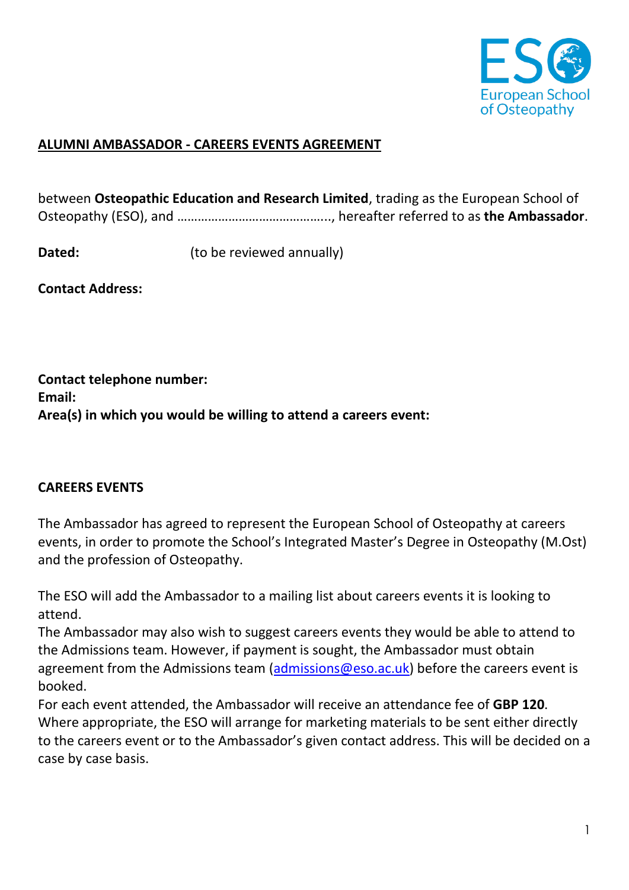## ALUMNI AMBASSADOR - CAREERS EVENTS AGREEMENT

between **Osteopathic Education and Research Limited**, trading as the European School of Osteopathy (ESO), and ……………………………………., hereafter referred to as **the Ambassador**.

**Dated:** (to be reviewed annually)

**Contact Address:**

**Contact telephone number:**
**Email:**
**Area(s) in which you would be willing to attend a careers event:**

**CAREERS EVENTS**

The Ambassador has agreed to represent the European School of Osteopathy at careers events, in order to promote the School's Integrated Master's Degree in Osteopathy (M.Ost) and the profession of Osteopathy.

The ESO will add the Ambassador to a mailing list about careers events it is looking to attend.
The Ambassador may also wish to suggest careers events they would be able to attend to the Admissions team. However, if payment is sought, the Ambassador must obtain agreement from the Admissions team (admissions@eso.ac.uk) before the careers event is booked.
For each event attended, the Ambassador will receive an attendance fee of **GBP 120**.
Where appropriate, the ESO will arrange for marketing materials to be sent either directly to the careers event or to the Ambassador's given contact address. This will be decided on a case by case basis.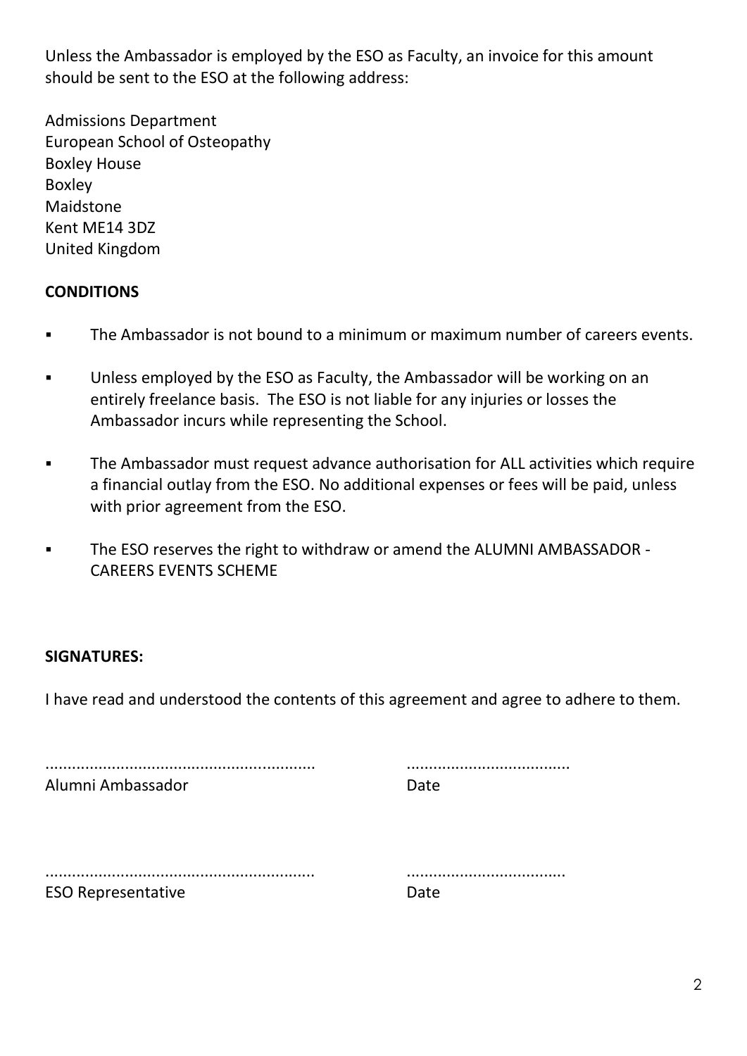Unless the Ambassador is employed by the ESO as Faculty, an invoice for this amount should be sent to the ESO at the following address:

Admissions Department
European School of Osteopathy
Boxley House
Boxley
Maidstone
Kent ME14 3DZ
United Kingdom

**CONDITIONS**

- The Ambassador is not bound to a minimum or maximum number of careers events.
- Unless employed by the ESO as Faculty, the Ambassador will be working on an entirely freelance basis. The ESO is not liable for any injuries or losses the Ambassador incurs while representing the School.
- The Ambassador must request advance authorisation for ALL activities which require a financial outlay from the ESO. No additional expenses or fees will be paid, unless with prior agreement from the ESO.
- The ESO reserves the right to withdraw or amend the ALUMNI AMBASSADOR - CAREERS EVENTS SCHEME

**SIGNATURES:**

I have read and understood the contents of this agreement and agree to adhere to them.

............................................................ ....................................
Alumni Ambassador Date

............................................................ ...................................
ESO Representative Date